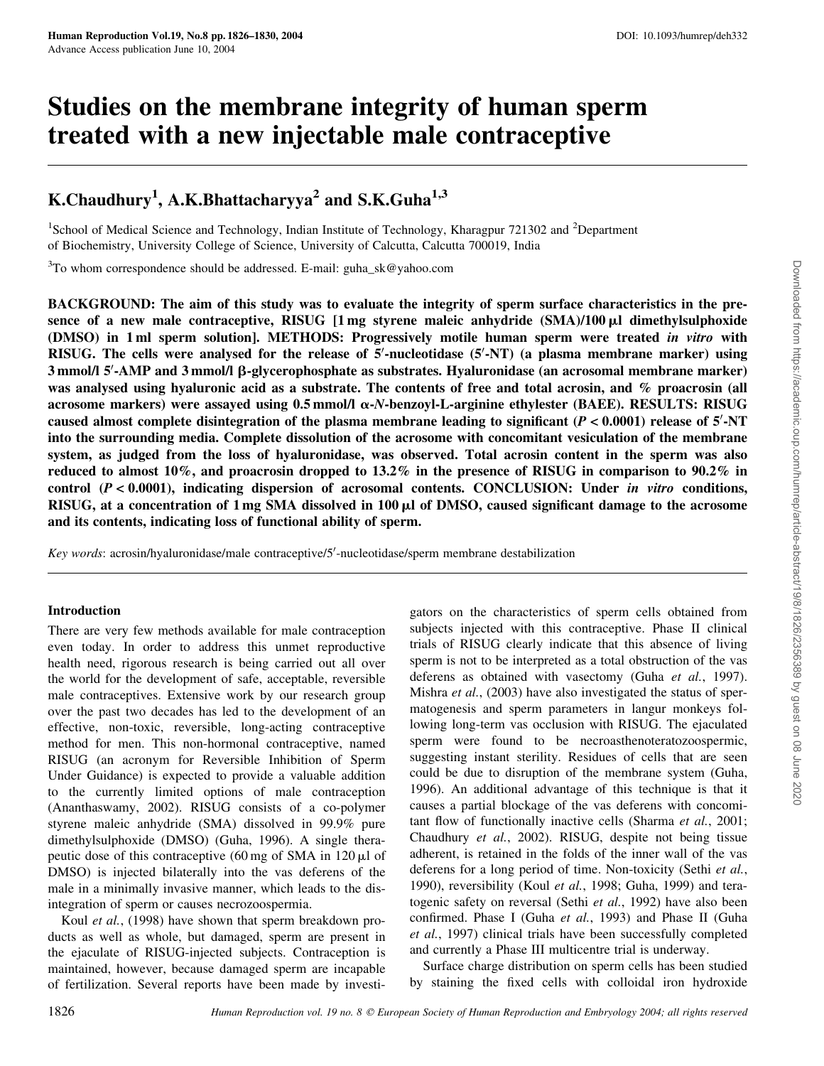# Studies on the membrane integrity of human sperm treated with a new injectable male contraceptive

## K.Chaudhury[1], A.K.Bhattacharyya[2] and S.K.Guha[1,3]

[1]School of Medical Science and Technology, Indian Institute of Technology, Kharagpur 721302 and [2]Department of Biochemistry, University College of Science, University of Calcutta, Calcutta 700019, India

[3]To whom correspondence should be addressed. E-mail: guha_sk@yahoo.com

**BACKGROUND: The aim of this study was to evaluate the integrity of sperm surface characteristics in the presence of a new male contraceptive, RISUG [1 mg styrene maleic anhydride (SMA)/100 µl dimethylsulphoxide (DMSO) in 1 ml sperm solution]. METHODS: Progressively motile human sperm were treated *in vitro* with RISUG. The cells were analysed for the release of 5′-nucleotidase (5′-NT) (a plasma membrane marker) using 3 mmol/l 5′-AMP and 3 mmol/l β-glycerophosphate as substrates. Hyaluronidase (an acrosomal membrane marker) was analysed using hyaluronic acid as a substrate. The contents of free and total acrosin, and % proacrosin (all acrosome markers) were assayed using 0.5 mmol/l α-*N*-benzoyl-L-arginine ethylester (BAEE). RESULTS: RISUG caused almost complete disintegration of the plasma membrane leading to significant ($P < 0.0001$) release of 5′-NT into the surrounding media. Complete dissolution of the acrosome with concomitant vesiculation of the membrane system, as judged from the loss of hyaluronidase, was observed. Total acrosin content in the sperm was also reduced to almost 10%, and proacrosin dropped to 13.2% in the presence of RISUG in comparison to 90.2% in control ($P < 0.0001$), indicating dispersion of acrosomal contents. CONCLUSION: Under *in vitro* conditions, RISUG, at a concentration of 1 mg SMA dissolved in 100 µl of DMSO, caused significant damage to the acrosome and its contents, indicating loss of functional ability of sperm.**

*Key words*: acrosin/hyaluronidase/male contraceptive/5′-nucleotidase/sperm membrane destabilization

## Introduction

There are very few methods available for male contraception even today. In order to address this unmet reproductive health need, rigorous research is being carried out all over the world for the development of safe, acceptable, reversible male contraceptives. Extensive work by our research group over the past two decades has led to the development of an effective, non-toxic, reversible, long-acting contraceptive method for men. This non-hormonal contraceptive, named RISUG (an acronym for Reversible Inhibition of Sperm Under Guidance) is expected to provide a valuable addition to the currently limited options of male contraception (Ananthaswamy, 2002). RISUG consists of a co-polymer styrene maleic anhydride (SMA) dissolved in 99.9% pure dimethylsulphoxide (DMSO) (Guha, 1996). A single therapeutic dose of this contraceptive (60 mg of SMA in 120 µl of DMSO) is injected bilaterally into the vas deferens of the male in a minimally invasive manner, which leads to the disintegration of sperm or causes necrozoospermia.

Koul *et al.*, (1998) have shown that sperm breakdown products as well as whole, but damaged, sperm are present in the ejaculate of RISUG-injected subjects. Contraception is maintained, however, because damaged sperm are incapable of fertilization. Several reports have been made by investigators on the characteristics of sperm cells obtained from subjects injected with this contraceptive. Phase II clinical trials of RISUG clearly indicate that this absence of living sperm is not to be interpreted as a total obstruction of the vas deferens as obtained with vasectomy (Guha *et al.*, 1997). Mishra *et al.*, (2003) have also investigated the status of spermatogenesis and sperm parameters in langur monkeys following long-term vas occlusion with RISUG. The ejaculated sperm were found to be necroasthenoteratozoospermic, suggesting instant sterility. Residues of cells that are seen could be due to disruption of the membrane system (Guha, 1996). An additional advantage of this technique is that it causes a partial blockage of the vas deferens with concomitant flow of functionally inactive cells (Sharma *et al.*, 2001; Chaudhury *et al.*, 2002). RISUG, despite not being tissue adherent, is retained in the folds of the inner wall of the vas deferens for a long period of time. Non-toxicity (Sethi *et al.*, 1990), reversibility (Koul *et al.*, 1998; Guha, 1999) and teratogenic safety on reversal (Sethi *et al.*, 1992) have also been confirmed. Phase I (Guha *et al.*, 1993) and Phase II (Guha *et al.*, 1997) clinical trials have been successfully completed and currently a Phase III multicentre trial is underway.

Surface charge distribution on sperm cells has been studied by staining the fixed cells with colloidal iron hydroxide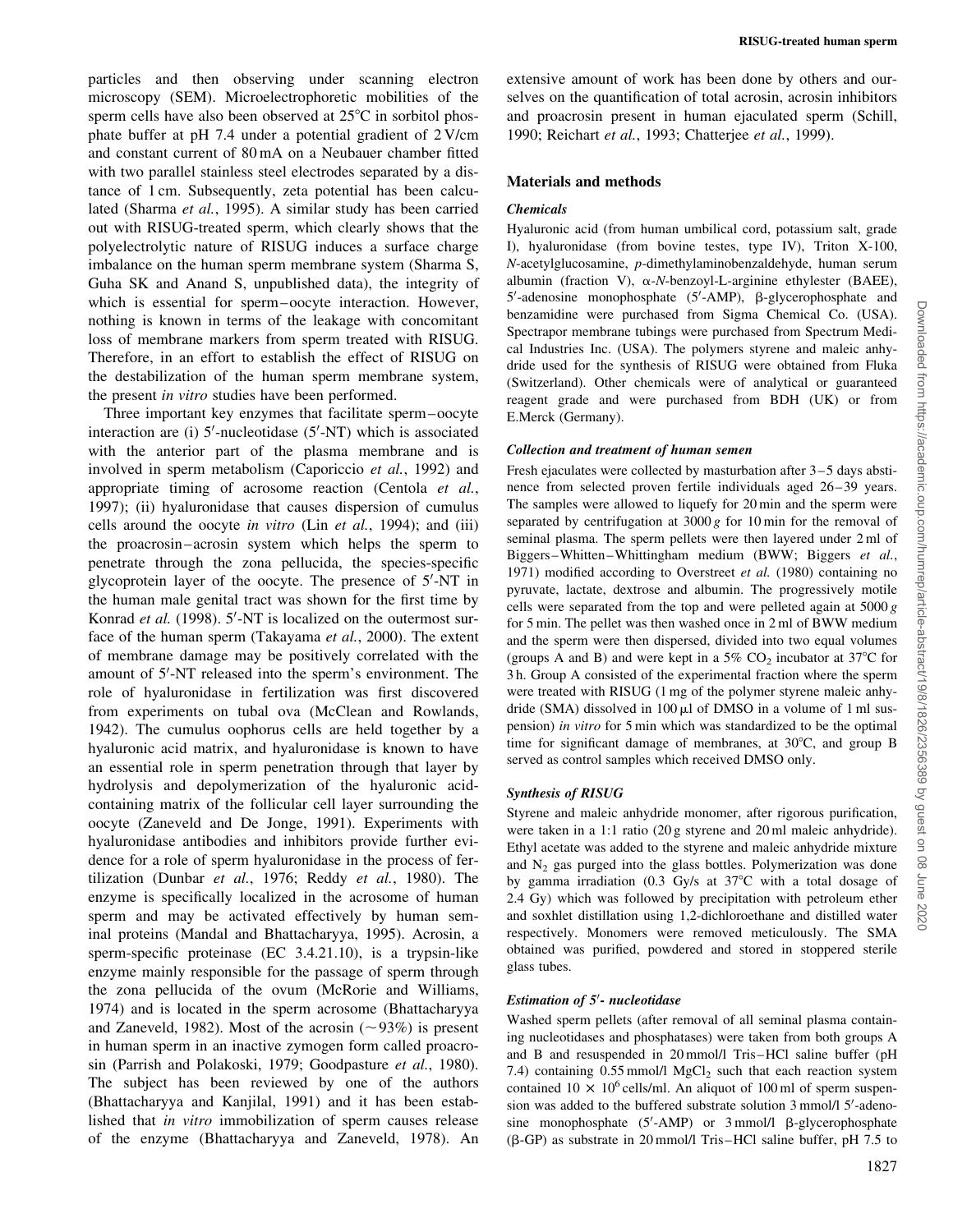particles and then observing under scanning electron microscopy (SEM). Microelectrophoretic mobilities of the sperm cells have also been observed at 25°C in sorbitol phosphate buffer at pH 7.4 under a potential gradient of 2 V/cm and constant current of 80 mA on a Neubauer chamber fitted with two parallel stainless steel electrodes separated by a distance of 1 cm. Subsequently, zeta potential has been calculated (Sharma *et al.*, 1995). A similar study has been carried out with RISUG-treated sperm, which clearly shows that the polyelectrolytic nature of RISUG induces a surface charge imbalance on the human sperm membrane system (Sharma S, Guha SK and Anand S, unpublished data), the integrity of which is essential for sperm–oocyte interaction. However, nothing is known in terms of the leakage with concomitant loss of membrane markers from sperm treated with RISUG. Therefore, in an effort to establish the effect of RISUG on the destabilization of the human sperm membrane system, the present *in vitro* studies have been performed.

Three important key enzymes that facilitate sperm–oocyte interaction are (i) 5′-nucleotidase (5′-NT) which is associated with the anterior part of the plasma membrane and is involved in sperm metabolism (Caporiccio *et al.*, 1992) and appropriate timing of acrosome reaction (Centola *et al.*, 1997); (ii) hyaluronidase that causes dispersion of cumulus cells around the oocyte *in vitro* (Lin *et al.*, 1994); and (iii) the proacrosin–acrosin system which helps the sperm to penetrate through the zona pellucida, the species-specific glycoprotein layer of the oocyte. The presence of 5′-NT in the human male genital tract was shown for the first time by Konrad *et al.* (1998). 5′-NT is localized on the outermost surface of the human sperm (Takayama *et al.*, 2000). The extent of membrane damage may be positively correlated with the amount of 5′-NT released into the sperm's environment. The role of hyaluronidase in fertilization was first discovered from experiments on tubal ova (McClean and Rowlands, 1942). The cumulus oophorus cells are held together by a hyaluronic acid matrix, and hyaluronidase is known to have an essential role in sperm penetration through that layer by hydrolysis and depolymerization of the hyaluronic acid-containing matrix of the follicular cell layer surrounding the oocyte (Zaneveld and De Jonge, 1991). Experiments with hyaluronidase antibodies and inhibitors provide further evidence for a role of sperm hyaluronidase in the process of fertilization (Dunbar *et al.*, 1976; Reddy *et al.*, 1980). The enzyme is specifically localized in the acrosome of human sperm and may be activated effectively by human seminal proteins (Mandal and Bhattacharyya, 1995). Acrosin, a sperm-specific proteinase (EC 3.4.21.10), is a trypsin-like enzyme mainly responsible for the passage of sperm through the zona pellucida of the ovum (McRorie and Williams, 1974) and is located in the sperm acrosome (Bhattacharyya and Zaneveld, 1982). Most of the acrosin (~93%) is present in human sperm in an inactive zymogen form called proacrosin (Parrish and Polakoski, 1979; Goodpasture *et al.*, 1980). The subject has been reviewed by one of the authors (Bhattacharyya and Kanjilal, 1991) and it has been established that *in vitro* immobilization of sperm causes release of the enzyme (Bhattacharyya and Zaneveld, 1978). An extensive amount of work has been done by others and ourselves on the quantification of total acrosin, acrosin inhibitors and proacrosin present in human ejaculated sperm (Schill, 1990; Reichart *et al.*, 1993; Chatterjee *et al.*, 1999).

## Materials and methods

### *Chemicals*

Hyaluronic acid (from human umbilical cord, potassium salt, grade I), hyaluronidase (from bovine testes, type IV), Triton X-100, *N*-acetylglucosamine, *p*-dimethylaminobenzaldehyde, human serum albumin (fraction V), α-*N*-benzoyl-L-arginine ethylester (BAEE), 5′-adenosine monophosphate (5′-AMP), β-glycerophosphate and benzamidine were purchased from Sigma Chemical Co. (USA). Spectrapor membrane tubings were purchased from Spectrum Medical Industries Inc. (USA). The polymers styrene and maleic anhydride used for the synthesis of RISUG were obtained from Fluka (Switzerland). Other chemicals were of analytical or guaranteed reagent grade and were purchased from BDH (UK) or from E.Merck (Germany).

### *Collection and treatment of human semen*

Fresh ejaculates were collected by masturbation after 3–5 days abstinence from selected proven fertile individuals aged 26–39 years. The samples were allowed to liquefy for 20 min and the sperm were separated by centrifugation at 3000 *g* for 10 min for the removal of seminal plasma. The sperm pellets were then layered under 2 ml of Biggers–Whitten–Whittingham medium (BWW; Biggers *et al.*, 1971) modified according to Overstreet *et al.* (1980) containing no pyruvate, lactate, dextrose and albumin. The progressively motile cells were separated from the top and were pelleted again at 5000 *g* for 5 min. The pellet was then washed once in 2 ml of BWW medium and the sperm were then dispersed, divided into two equal volumes (groups A and B) and were kept in a 5% $CO_2$ incubator at 37°C for 3 h. Group A consisted of the experimental fraction where the sperm were treated with RISUG (1 mg of the polymer styrene maleic anhydride (SMA) dissolved in 100 μl of DMSO in a volume of 1 ml suspension) *in vitro* for 5 min which was standardized to be the optimal time for significant damage of membranes, at 30°C, and group B served as control samples which received DMSO only.

### *Synthesis of RISUG*

Styrene and maleic anhydride monomer, after rigorous purification, were taken in a 1:1 ratio (20 g styrene and 20 ml maleic anhydride). Ethyl acetate was added to the styrene and maleic anhydride mixture and $N_2$ gas purged into the glass bottles. Polymerization was done by gamma irradiation (0.3 Gy/s at 37°C with a total dosage of 2.4 Gy) which was followed by precipitation with petroleum ether and soxhlet distillation using 1,2-dichloroethane and distilled water respectively. Monomers were removed meticulously. The SMA obtained was purified, powdered and stored in stoppered sterile glass tubes.

### *Estimation of 5′- nucleotidase*

Washed sperm pellets (after removal of all seminal plasma containing nucleotidases and phosphatases) were taken from both groups A and B and resuspended in 20 mmol/l Tris–HCl saline buffer (pH 7.4) containing 0.55 mmol/l $MgCl_2$ such that each reaction system contained $10 \times 10^6$ cells/ml. An aliquot of 100 ml of sperm suspension was added to the buffered substrate solution 3 mmol/l 5′-adenosine monophosphate (5′-AMP) or 3 mmol/l β-glycerophosphate (β-GP) as substrate in 20 mmol/l Tris–HCl saline buffer, pH 7.5 to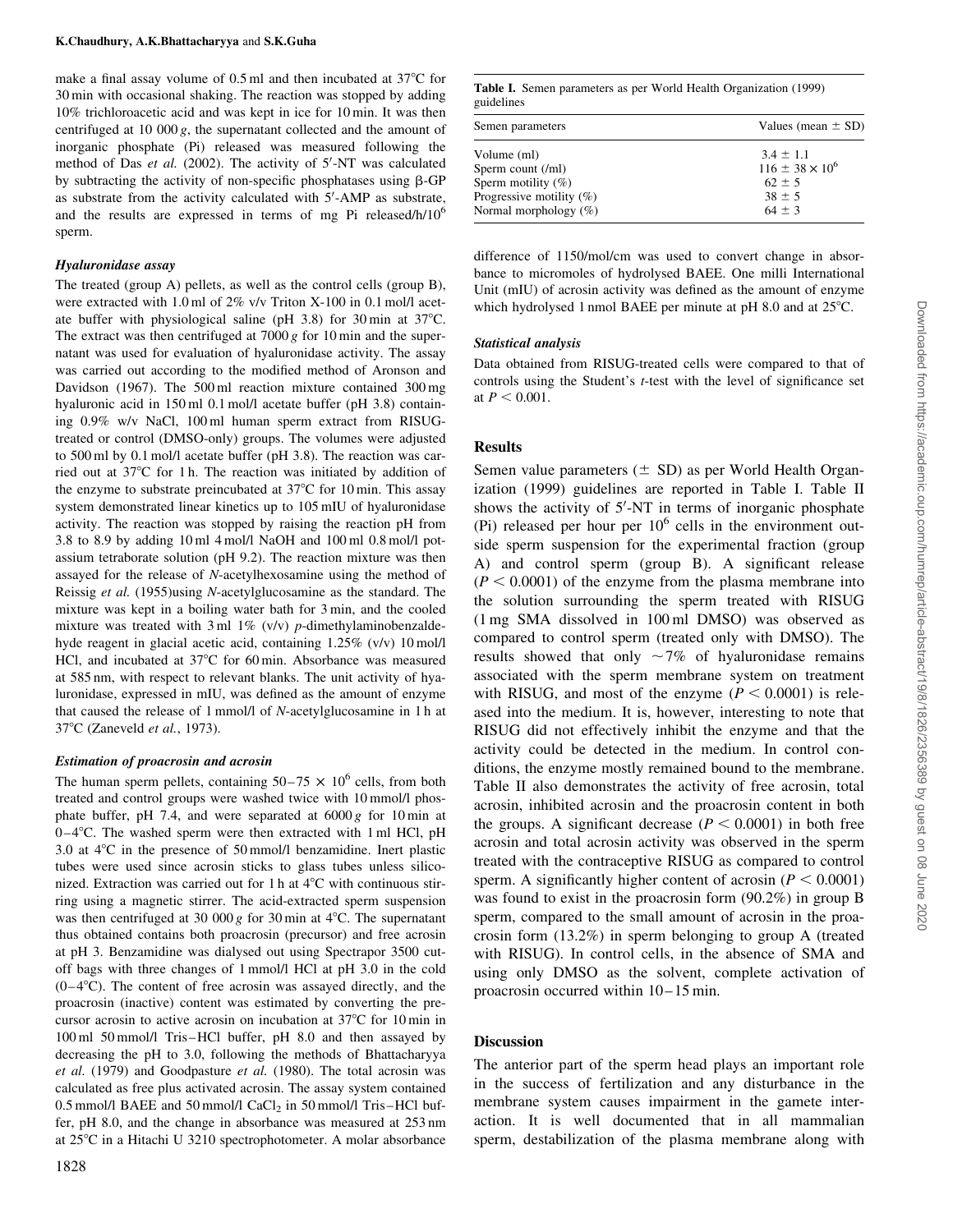make a final assay volume of 0.5 ml and then incubated at 37°C for 30 min with occasional shaking. The reaction was stopped by adding 10% trichloroacetic acid and was kept in ice for 10 min. It was then centrifuged at 10 000 *g*, the supernatant collected and the amount of inorganic phosphate (Pi) released was measured following the method of Das *et al.* (2002). The activity of 5′-NT was calculated by subtracting the activity of non-specific phosphatases using β-GP as substrate from the activity calculated with 5′-AMP as substrate, and the results are expressed in terms of mg Pi released/h/$10^6$ sperm.

### *Hyaluronidase assay*

The treated (group A) pellets, as well as the control cells (group B), were extracted with 1.0 ml of 2% v/v Triton X-100 in 0.1 mol/l acetate buffer with physiological saline (pH 3.8) for 30 min at 37°C. The extract was then centrifuged at 7000 *g* for 10 min and the supernatant was used for evaluation of hyaluronidase activity. The assay was carried out according to the modified method of Aronson and Davidson (1967). The 500 ml reaction mixture contained 300 mg hyaluronic acid in 150 ml 0.1 mol/l acetate buffer (pH 3.8) containing 0.9% w/v NaCl, 100 ml human sperm extract from RISUG-treated or control (DMSO-only) groups. The volumes were adjusted to 500 ml by 0.1 mol/l acetate buffer (pH 3.8). The reaction was carried out at 37°C for 1 h. The reaction was initiated by addition of the enzyme to substrate preincubated at 37°C for 10 min. This assay system demonstrated linear kinetics up to 105 mIU of hyaluronidase activity. The reaction was stopped by raising the reaction pH from 3.8 to 8.9 by adding 10 ml 4 mol/l NaOH and 100 ml 0.8 mol/l potassium tetraborate solution (pH 9.2). The reaction mixture was then assayed for the release of *N*-acetylhexosamine using the method of Reissig *et al.* (1955)using *N*-acetylglucosamine as the standard. The mixture was kept in a boiling water bath for 3 min, and the cooled mixture was treated with 3 ml 1% (v/v) *p*-dimethylaminobenzaldehyde reagent in glacial acetic acid, containing 1.25% (v/v) 10 mol/l HCl, and incubated at 37°C for 60 min. Absorbance was measured at 585 nm, with respect to relevant blanks. The unit activity of hyaluronidase, expressed in mIU, was defined as the amount of enzyme that caused the release of 1 mmol/l of *N*-acetylglucosamine in 1 h at 37°C (Zaneveld *et al.*, 1973).

### *Estimation of proacrosin and acrosin*

The human sperm pellets, containing 50–75 × $10^6$ cells, from both treated and control groups were washed twice with 10 mmol/l phosphate buffer, pH 7.4, and were separated at 6000 *g* for 10 min at 0–4°C. The washed sperm were then extracted with 1 ml HCl, pH 3.0 at 4°C in the presence of 50 mmol/l benzamidine. Inert plastic tubes were used since acrosin sticks to glass tubes unless siliconized. Extraction was carried out for 1 h at 4°C with continuous stirring using a magnetic stirrer. The acid-extracted sperm suspension was then centrifuged at 30 000 *g* for 30 min at 4°C. The supernatant thus obtained contains both proacrosin (precursor) and free acrosin at pH 3. Benzamidine was dialysed out using Spectrapor 3500 cut-off bags with three changes of 1 mmol/l HCl at pH 3.0 in the cold (0–4°C). The content of free acrosin was assayed directly, and the proacrosin (inactive) content was estimated by converting the precursor acrosin to active acrosin on incubation at 37°C for 10 min in 100 ml 50 mmol/l Tris–HCl buffer, pH 8.0 and then assayed by decreasing the pH to 3.0, following the methods of Bhattacharyya *et al.* (1979) and Goodpasture *et al.* (1980). The total acrosin was calculated as free plus activated acrosin. The assay system contained 0.5 mmol/l BAEE and 50 mmol/l $CaCl_2$ in 50 mmol/l Tris–HCl buffer, pH 8.0, and the change in absorbance was measured at 253 nm at 25°C in a Hitachi U 3210 spectrophotometer. A molar absorbance difference of 1150/mol/cm was used to convert change in absorbance to micromoles of hydrolysed BAEE. One milli International Unit (mIU) of acrosin activity was defined as the amount of enzyme which hydrolysed 1 nmol BAEE per minute at pH 8.0 and at 25°C.

**Table I.** Semen parameters as per World Health Organization (1999) guidelines

| Semen parameters | Values (mean ± SD) |
|---|---|
| Volume (ml) | 3.4 ± 1.1 |
| Sperm count (/ml) | 116 ± 38 × $10^6$ |
| Sperm motility (%) | 62 ± 5 |
| Progressive motility (%) | 38 ± 5 |
| Normal morphology (%) | 64 ± 3 |

### *Statistical analysis*

Data obtained from RISUG-treated cells were compared to that of controls using the Student's *t*-test with the level of significance set at $P < 0.001$.

## Results

Semen value parameters (± SD) as per World Health Organization (1999) guidelines are reported in Table I. Table II shows the activity of 5′-NT in terms of inorganic phosphate (Pi) released per hour per $10^6$ cells in the environment outside sperm suspension for the experimental fraction (group A) and control sperm (group B). A significant release ($P < 0.0001$) of the enzyme from the plasma membrane into the solution surrounding the sperm treated with RISUG (1 mg SMA dissolved in 100 ml DMSO) was observed as compared to control sperm (treated only with DMSO). The results showed that only ~7% of hyaluronidase remains associated with the sperm membrane system on treatment with RISUG, and most of the enzyme ($P < 0.0001$) is released into the medium. It is, however, interesting to note that RISUG did not effectively inhibit the enzyme and that the activity could be detected in the medium. In control conditions, the enzyme mostly remained bound to the membrane. Table II also demonstrates the activity of free acrosin, total acrosin, inhibited acrosin and the proacrosin content in both the groups. A significant decrease ($P < 0.0001$) in both free acrosin and total acrosin activity was observed in the sperm treated with the contraceptive RISUG as compared to control sperm. A significantly higher content of acrosin ($P < 0.0001$) was found to exist in the proacrosin form (90.2%) in group B sperm, compared to the small amount of acrosin in the proacrosin form (13.2%) in sperm belonging to group A (treated with RISUG). In control cells, in the absence of SMA and using only DMSO as the solvent, complete activation of proacrosin occurred within 10–15 min.

## Discussion

The anterior part of the sperm head plays an important role in the success of fertilization and any disturbance in the membrane system causes impairment in the gamete interaction. It is well documented that in all mammalian sperm, destabilization of the plasma membrane along with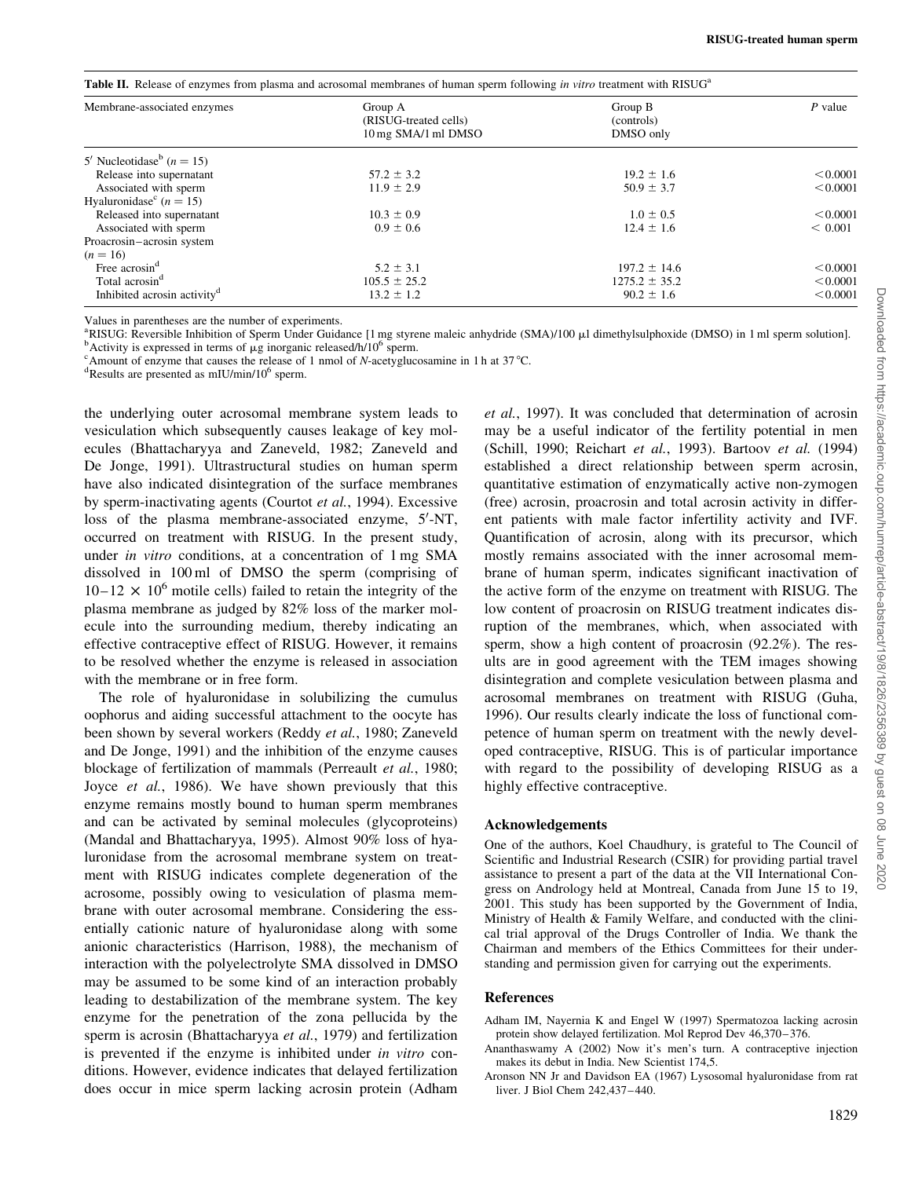**Table II.** Release of enzymes from plasma and acrosomal membranes of human sperm following *in vitro* treatment with RISUG[a]

| Membrane-associated enzymes | Group A (RISUG-treated cells) 10 mg SMA/1 ml DMSO | Group B (controls) DMSO only | *P* value |
|---|---|---|---|
| 5′ Nucleotidase[b] ($n = 15$) | | | |
| Release into supernatant | 57.2 ± 3.2 | 19.2 ± 1.6 | <0.0001 |
| Associated with sperm | 11.9 ± 2.9 | 50.9 ± 3.7 | <0.0001 |
| Hyaluronidase[c] ($n = 15$) | | | |
| Released into supernatant | 10.3 ± 0.9 | 1.0 ± 0.5 | <0.0001 |
| Associated with sperm | 0.9 ± 0.6 | 12.4 ± 1.6 | < 0.001 |
| Proacrosin–acrosin system ($n = 16$) | | | |
| Free acrosin[d] | 5.2 ± 3.1 | 197.2 ± 14.6 | <0.0001 |
| Total acrosin[d] | 105.5 ± 25.2 | 1275.2 ± 35.2 | <0.0001 |
| Inhibited acrosin activity[d] | 13.2 ± 1.2 | 90.2 ± 1.6 | <0.0001 |

Values in parentheses are the number of experiments.
[a]RISUG: Reversible Inhibition of Sperm Under Guidance [1 mg styrene maleic anhydride (SMA)/100 μl dimethylsulphoxide (DMSO) in 1 ml sperm solution].
[b]Activity is expressed in terms of μg inorganic released/h/$10^6$ sperm.
[c]Amount of enzyme that causes the release of 1 nmol of *N*-acetyglucosamine in 1 h at 37°C.
[d]Results are presented as mIU/min/$10^6$ sperm.

the underlying outer acrosomal membrane system leads to vesiculation which subsequently causes leakage of key molecules (Bhattacharyya and Zaneveld, 1982; Zaneveld and De Jonge, 1991). Ultrastructural studies on human sperm have also indicated disintegration of the surface membranes by sperm-inactivating agents (Courtot *et al.*, 1994). Excessive loss of the plasma membrane-associated enzyme, 5′-NT, occurred on treatment with RISUG. In the present study, under *in vitro* conditions, at a concentration of 1 mg SMA dissolved in 100 ml of DMSO the sperm (comprising of $10–12 \times 10^6$ motile cells) failed to retain the integrity of the plasma membrane as judged by 82% loss of the marker molecule into the surrounding medium, thereby indicating an effective contraceptive effect of RISUG. However, it remains to be resolved whether the enzyme is released in association with the membrane or in free form.

The role of hyaluronidase in solubilizing the cumulus oophorus and aiding successful attachment to the oocyte has been shown by several workers (Reddy *et al.*, 1980; Zaneveld and De Jonge, 1991) and the inhibition of the enzyme causes blockage of fertilization of mammals (Perreault *et al.*, 1980; Joyce *et al.*, 1986). We have shown previously that this enzyme remains mostly bound to human sperm membranes and can be activated by seminal molecules (glycoproteins) (Mandal and Bhattacharyya, 1995). Almost 90% loss of hyaluronidase from the acrosomal membrane system on treatment with RISUG indicates complete degeneration of the acrosome, possibly owing to vesiculation of plasma membrane with outer acrosomal membrane. Considering the essentially cationic nature of hyaluronidase along with some anionic characteristics (Harrison, 1988), the mechanism of interaction with the polyelectrolyte SMA dissolved in DMSO may be assumed to be some kind of an interaction probably leading to destabilization of the membrane system. The key enzyme for the penetration of the zona pellucida by the sperm is acrosin (Bhattacharyya *et al.*, 1979) and fertilization is prevented if the enzyme is inhibited under *in vitro* conditions. However, evidence indicates that delayed fertilization does occur in mice sperm lacking acrosin protein (Adham *et al.*, 1997). It was concluded that determination of acrosin may be a useful indicator of the fertility potential in men (Schill, 1990; Reichart *et al.*, 1993). Bartoov *et al.* (1994) established a direct relationship between sperm acrosin, quantitative estimation of enzymatically active non-zymogen (free) acrosin, proacrosin and total acrosin activity in different patients with male factor infertility activity and IVF. Quantification of acrosin, along with its precursor, which mostly remains associated with the inner acrosomal membrane of human sperm, indicates significant inactivation of the active form of the enzyme on treatment with RISUG. The low content of proacrosin on RISUG treatment indicates disruption of the membranes, which, when associated with sperm, show a high content of proacrosin (92.2%). The results are in good agreement with the TEM images showing disintegration and complete vesiculation between plasma and acrosomal membranes on treatment with RISUG (Guha, 1996). Our results clearly indicate the loss of functional competence of human sperm on treatment with the newly developed contraceptive, RISUG. This is of particular importance with regard to the possibility of developing RISUG as a highly effective contraceptive.

## Acknowledgements

One of the authors, Koel Chaudhury, is grateful to The Council of Scientific and Industrial Research (CSIR) for providing partial travel assistance to present a part of the data at the VII International Congress on Andrology held at Montreal, Canada from June 15 to 19, 2001. This study has been supported by the Government of India, Ministry of Health & Family Welfare, and conducted with the clinical trial approval of the Drugs Controller of India. We thank the Chairman and members of the Ethics Committees for their understanding and permission given for carrying out the experiments.

## References

Adham IM, Nayernia K and Engel W (1997) Spermatozoa lacking acrosin protein show delayed fertilization. Mol Reprod Dev 46,370–376.

Ananthaswamy A (2002) Now it's men's turn. A contraceptive injection makes its debut in India. New Scientist 174,5.

Aronson NN Jr and Davidson EA (1967) Lysosomal hyaluronidase from rat liver. J Biol Chem 242,437–440.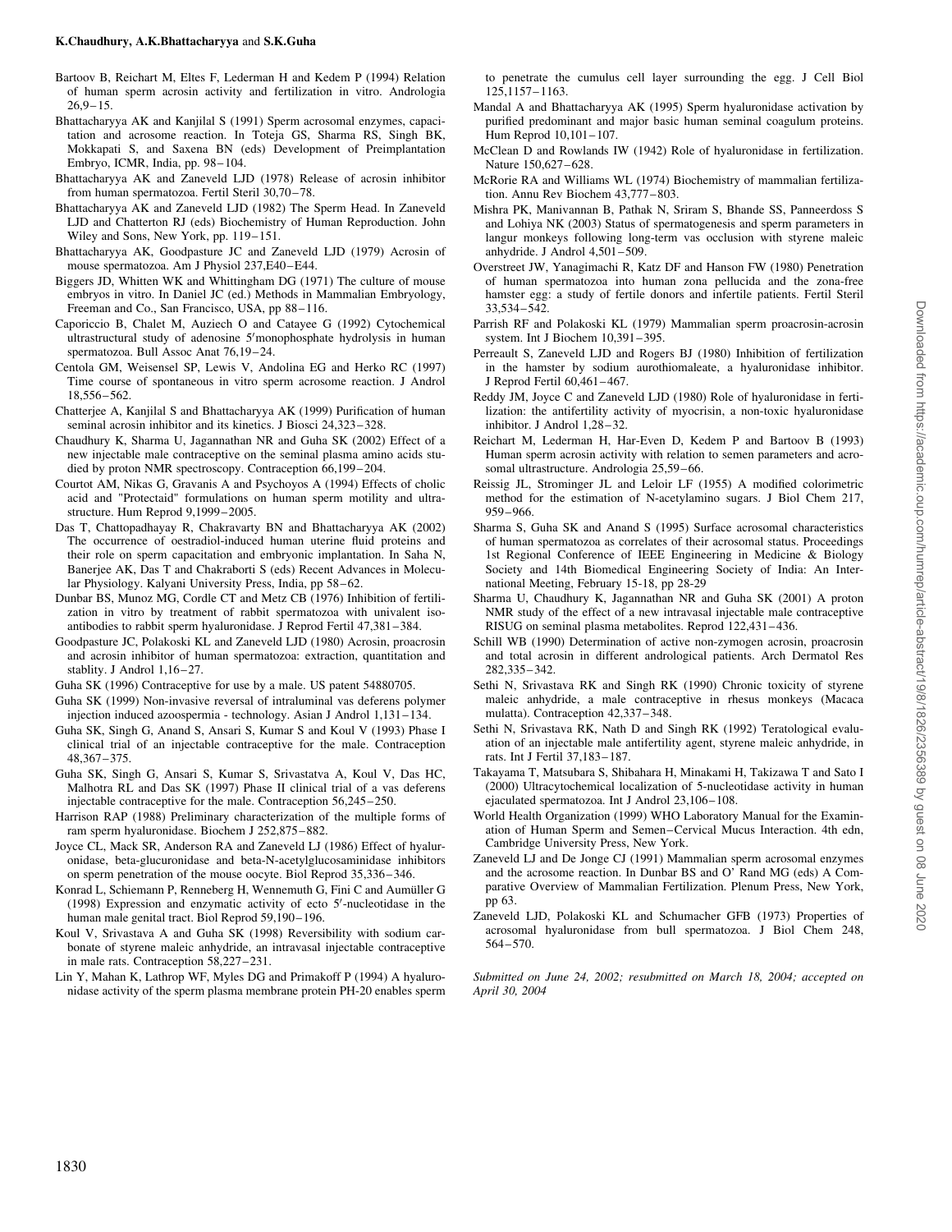Bartoov B, Reichart M, Eltes F, Lederman H and Kedem P (1994) Relation of human sperm acrosin activity and fertilization in vitro. Andrologia 26,9–15.

Bhattacharyya AK and Kanjilal S (1991) Sperm acrosomal enzymes, capacitation and acrosome reaction. In Toteja GS, Sharma RS, Singh BK, Mokkapati S, and Saxena BN (eds) Development of Preimplantation Embryo, ICMR, India, pp. 98–104.

Bhattacharyya AK and Zaneveld LJD (1978) Release of acrosin inhibitor from human spermatozoa. Fertil Steril 30,70–78.

Bhattacharyya AK and Zaneveld LJD (1982) The Sperm Head. In Zaneveld LJD and Chatterton RJ (eds) Biochemistry of Human Reproduction. John Wiley and Sons, New York, pp. 119–151.

Bhattacharyya AK, Goodpasture JC and Zaneveld LJD (1979) Acrosin of mouse spermatozoa. Am J Physiol 237,E40–E44.

Biggers JD, Whitten WK and Whittingham DG (1971) The culture of mouse embryos in vitro. In Daniel JC (ed.) Methods in Mammalian Embryology, Freeman and Co., San Francisco, USA, pp 88–116.

Caporiccio B, Chalet M, Auziech O and Catayee G (1992) Cytochemical ultrastructural study of adenosine 5′monophosphate hydrolysis in human spermatozoa. Bull Assoc Anat 76,19–24.

Centola GM, Weisensel SP, Lewis V, Andolina EG and Herko RC (1997) Time course of spontaneous in vitro sperm acrosome reaction. J Androl 18,556–562.

Chatterjee A, Kanjilal S and Bhattacharyya AK (1999) Purification of human seminal acrosin inhibitor and its kinetics. J Biosci 24,323–328.

Chaudhury K, Sharma U, Jagannathan NR and Guha SK (2002) Effect of a new injectable male contraceptive on the seminal plasma amino acids studied by proton NMR spectroscopy. Contraception 66,199–204.

Courtot AM, Nikas G, Gravanis A and Psychoyos A (1994) Effects of cholic acid and "Protectaid" formulations on human sperm motility and ultrastructure. Hum Reprod 9,1999–2005.

Das T, Chattopadhayay R, Chakravarty BN and Bhattacharyya AK (2002) The occurrence of oestradiol-induced human uterine fluid proteins and their role on sperm capacitation and embryonic implantation. In Saha N, Banerjee AK, Das T and Chakraborti S (eds) Recent Advances in Molecular Physiology. Kalyani University Press, India, pp 58–62.

Dunbar BS, Munoz MG, Cordle CT and Metz CB (1976) Inhibition of fertilization in vitro by treatment of rabbit spermatozoa with univalent isoantibodies to rabbit sperm hyaluronidase. J Reprod Fertil 47,381–384.

Goodpasture JC, Polakoski KL and Zaneveld LJD (1980) Acrosin, proacrosin and acrosin inhibitor of human spermatozoa: extraction, quantitation and stablity. J Androl 1,16–27.

Guha SK (1996) Contraceptive for use by a male. US patent 54880705.

Guha SK (1999) Non-invasive reversal of intraluminal vas deferens polymer injection induced azoospermia - technology. Asian J Androl 1,131–134.

Guha SK, Singh G, Anand S, Ansari S, Kumar S and Koul V (1993) Phase I clinical trial of an injectable contraceptive for the male. Contraception 48,367–375.

Guha SK, Singh G, Ansari S, Kumar S, Srivastatva A, Koul V, Das HC, Malhotra RL and Das SK (1997) Phase II clinical trial of a vas deferens injectable contraceptive for the male. Contraception 56,245–250.

Harrison RAP (1988) Preliminary characterization of the multiple forms of ram sperm hyaluronidase. Biochem J 252,875–882.

Joyce CL, Mack SR, Anderson RA and Zaneveld LJ (1986) Effect of hyaluronidase, beta-glucuronidase and beta-N-acetylglucosaminidase inhibitors on sperm penetration of the mouse oocyte. Biol Reprod 35,336–346.

Konrad L, Schiemann P, Renneberg H, Wennemuth G, Fini C and Aumüller G (1998) Expression and enzymatic activity of ecto 5′-nucleotidase in the human male genital tract. Biol Reprod 59,190–196.

Koul V, Srivastava A and Guha SK (1998) Reversibility with sodium carbonate of styrene maleic anhydride, an intravasal injectable contraceptive in male rats. Contraception 58,227–231.

Lin Y, Mahan K, Lathrop WF, Myles DG and Primakoff P (1994) A hyaluronidase activity of the sperm plasma membrane protein PH-20 enables sperm to penetrate the cumulus cell layer surrounding the egg. J Cell Biol 125,1157–1163.

Mandal A and Bhattacharyya AK (1995) Sperm hyaluronidase activation by purified predominant and major basic human seminal coagulum proteins. Hum Reprod 10,101–107.

McClean D and Rowlands IW (1942) Role of hyaluronidase in fertilization. Nature 150,627–628.

McRorie RA and Williams WL (1974) Biochemistry of mammalian fertilization. Annu Rev Biochem 43,777–803.

Mishra PK, Manivannan B, Pathak N, Sriram S, Bhande SS, Panneerdoss S and Lohiya NK (2003) Status of spermatogenesis and sperm parameters in langur monkeys following long-term vas occlusion with styrene maleic anhydride. J Androl 4,501–509.

Overstreet JW, Yanagimachi R, Katz DF and Hanson FW (1980) Penetration of human spermatozoa into human zona pellucida and the zona-free hamster egg: a study of fertile donors and infertile patients. Fertil Steril 33,534–542.

Parrish RF and Polakoski KL (1979) Mammalian sperm proacrosin-acrosin system. Int J Biochem 10,391–395.

Perreault S, Zaneveld LJD and Rogers BJ (1980) Inhibition of fertilization in the hamster by sodium aurothiomaleate, a hyaluronidase inhibitor. J Reprod Fertil 60,461–467.

Reddy JM, Joyce C and Zaneveld LJD (1980) Role of hyaluronidase in fertilization: the antifertility activity of myocrisin, a non-toxic hyaluronidase inhibitor. J Androl 1,28–32.

Reichart M, Lederman H, Har-Even D, Kedem P and Bartoov B (1993) Human sperm acrosin activity with relation to semen parameters and acrosomal ultrastructure. Andrologia 25,59–66.

Reissig JL, Strominger JL and Leloir LF (1955) A modified colorimetric method for the estimation of N-acetylamino sugars. J Biol Chem 217, 959–966.

Sharma S, Guha SK and Anand S (1995) Surface acrosomal characteristics of human spermatozoa as correlates of their acrosomal status. Proceedings 1st Regional Conference of IEEE Engineering in Medicine & Biology Society and 14th Biomedical Engineering Society of India: An International Meeting, February 15-18, pp 28-29

Sharma U, Chaudhury K, Jagannathan NR and Guha SK (2001) A proton NMR study of the effect of a new intravasal injectable male contraceptive RISUG on seminal plasma metabolites. Reprod 122,431–436.

Schill WB (1990) Determination of active non-zymogen acrosin, proacrosin and total acrosin in different andrological patients. Arch Dermatol Res 282,335–342.

Sethi N, Srivastava RK and Singh RK (1990) Chronic toxicity of styrene maleic anhydride, a male contraceptive in rhesus monkeys (Macaca mulatta). Contraception 42,337–348.

Sethi N, Srivastava RK, Nath D and Singh RK (1992) Teratological evaluation of an injectable male antifertility agent, styrene maleic anhydride, in rats. Int J Fertil 37,183–187.

Takayama T, Matsubara S, Shibahara H, Minakami H, Takizawa T and Sato I (2000) Ultracytochemical localization of 5-nucleotidase activity in human ejaculated spermatozoa. Int J Androl 23,106–108.

World Health Organization (1999) WHO Laboratory Manual for the Examination of Human Sperm and Semen–Cervical Mucus Interaction. 4th edn, Cambridge University Press, New York.

Zaneveld LJ and De Jonge CJ (1991) Mammalian sperm acrosomal enzymes and the acrosome reaction. In Dunbar BS and O' Rand MG (eds) A Comparative Overview of Mammalian Fertilization. Plenum Press, New York, pp 63.

Zaneveld LJD, Polakoski KL and Schumacher GFB (1973) Properties of acrosomal hyaluronidase from bull spermatozoa. J Biol Chem 248, 564–570.

*Submitted on June 24, 2002; resubmitted on March 18, 2004; accepted on April 30, 2004*